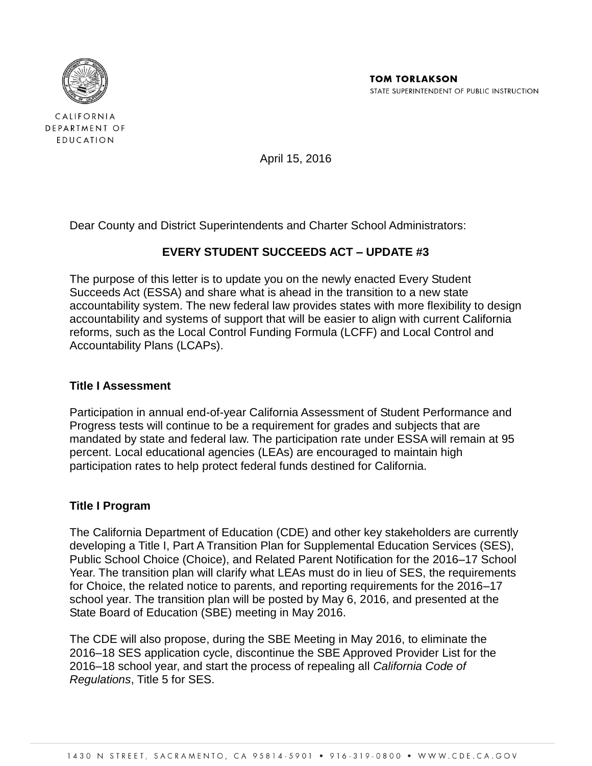CALIFORNIA DEPARTMENT OF EDUCATION

**TOM TORLAKSON**
STATE SUPERINTENDENT OF PUBLIC INSTRUCTION

April 15, 2016

Dear County and District Superintendents and Charter School Administrators:

**EVERY STUDENT SUCCEEDS ACT – UPDATE #3**

The purpose of this letter is to update you on the newly enacted Every Student Succeeds Act (ESSA) and share what is ahead in the transition to a new state accountability system. The new federal law provides states with more flexibility to design accountability and systems of support that will be easier to align with current California reforms, such as the Local Control Funding Formula (LCFF) and Local Control and Accountability Plans (LCAPs).

**Title I Assessment**

Participation in annual end-of-year California Assessment of Student Performance and Progress tests will continue to be a requirement for grades and subjects that are mandated by state and federal law. The participation rate under ESSA will remain at 95 percent. Local educational agencies (LEAs) are encouraged to maintain high participation rates to help protect federal funds destined for California.

**Title I Program**

The California Department of Education (CDE) and other key stakeholders are currently developing a Title I, Part A Transition Plan for Supplemental Education Services (SES), Public School Choice (Choice), and Related Parent Notification for the 2016–17 School Year. The transition plan will clarify what LEAs must do in lieu of SES, the requirements for Choice, the related notice to parents, and reporting requirements for the 2016–17 school year. The transition plan will be posted by May 6, 2016, and presented at the State Board of Education (SBE) meeting in May 2016.

The CDE will also propose, during the SBE Meeting in May 2016, to eliminate the 2016–18 SES application cycle, discontinue the SBE Approved Provider List for the 2016–18 school year, and start the process of repealing all *California Code of Regulations*, Title 5 for SES.

1430 N STREET, SACRAMENTO, CA 95814-5901 • 916-319-0800 • WWW.CDE.CA.GOV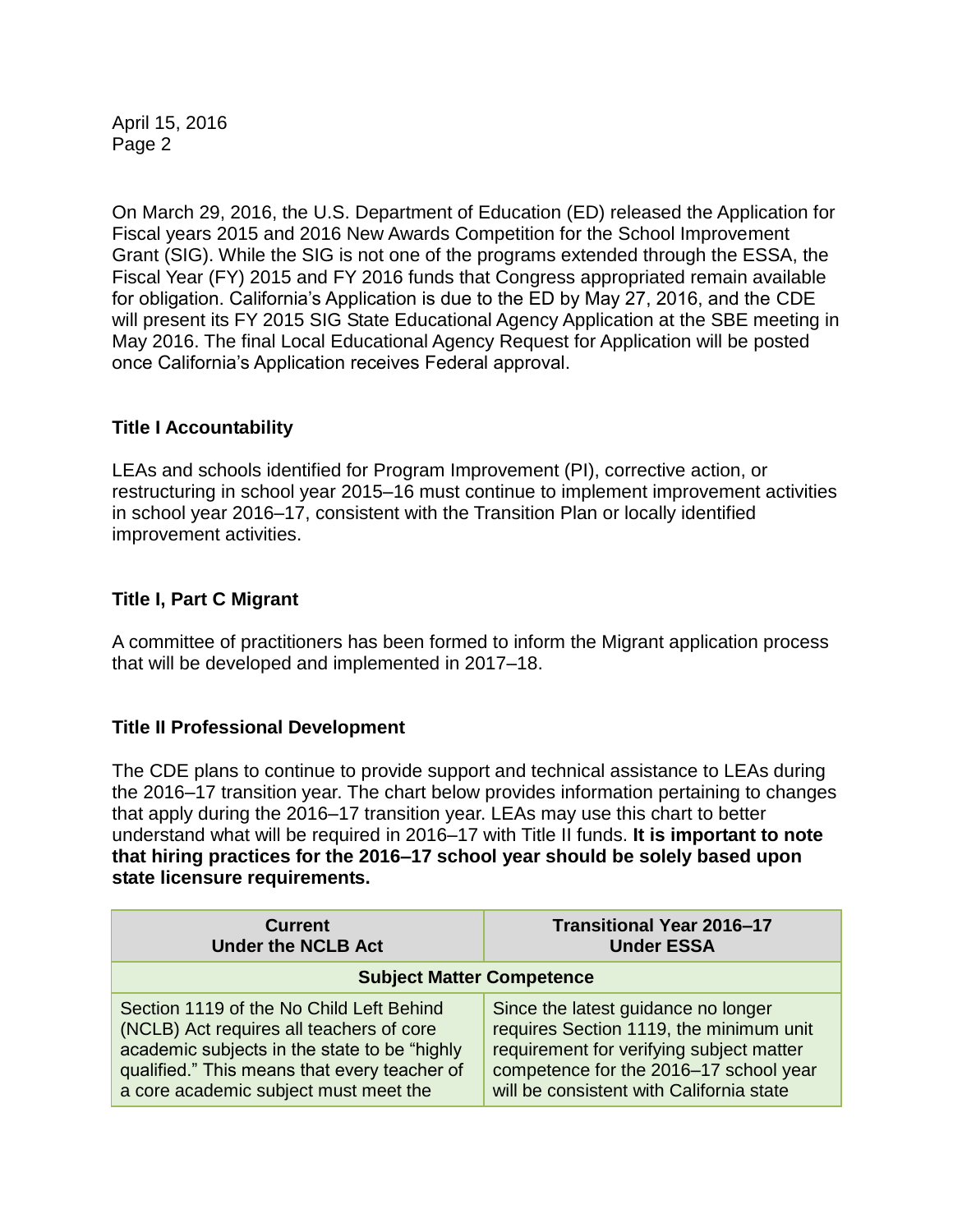On March 29, 2016, the U.S. Department of Education (ED) released the Application for Fiscal years 2015 and 2016 New Awards Competition for the School Improvement Grant (SIG). While the SIG is not one of the programs extended through the ESSA, the Fiscal Year (FY) 2015 and FY 2016 funds that Congress appropriated remain available for obligation. California's Application is due to the ED by May 27, 2016, and the CDE will present its FY 2015 SIG State Educational Agency Application at the SBE meeting in May 2016. The final Local Educational Agency Request for Application will be posted once California's Application receives Federal approval.

**Title I Accountability**

LEAs and schools identified for Program Improvement (PI), corrective action, or restructuring in school year 2015–16 must continue to implement improvement activities in school year 2016–17, consistent with the Transition Plan or locally identified improvement activities.

**Title I, Part C Migrant**

A committee of practitioners has been formed to inform the Migrant application process that will be developed and implemented in 2017–18.

**Title II Professional Development**

The CDE plans to continue to provide support and technical assistance to LEAs during the 2016–17 transition year. The chart below provides information pertaining to changes that apply during the 2016–17 transition year. LEAs may use this chart to better understand what will be required in 2016–17 with Title II funds. **It is important to note that hiring practices for the 2016–17 school year should be solely based upon state licensure requirements.**

| Current Under the NCLB Act | Transitional Year 2016–17 Under ESSA |
|---|---|
| **Subject Matter Competence** | |
| Section 1119 of the No Child Left Behind (NCLB) Act requires all teachers of core academic subjects in the state to be "highly qualified." This means that every teacher of a core academic subject must meet the | Since the latest guidance no longer requires Section 1119, the minimum unit requirement for verifying subject matter competence for the 2016–17 school year will be consistent with California state |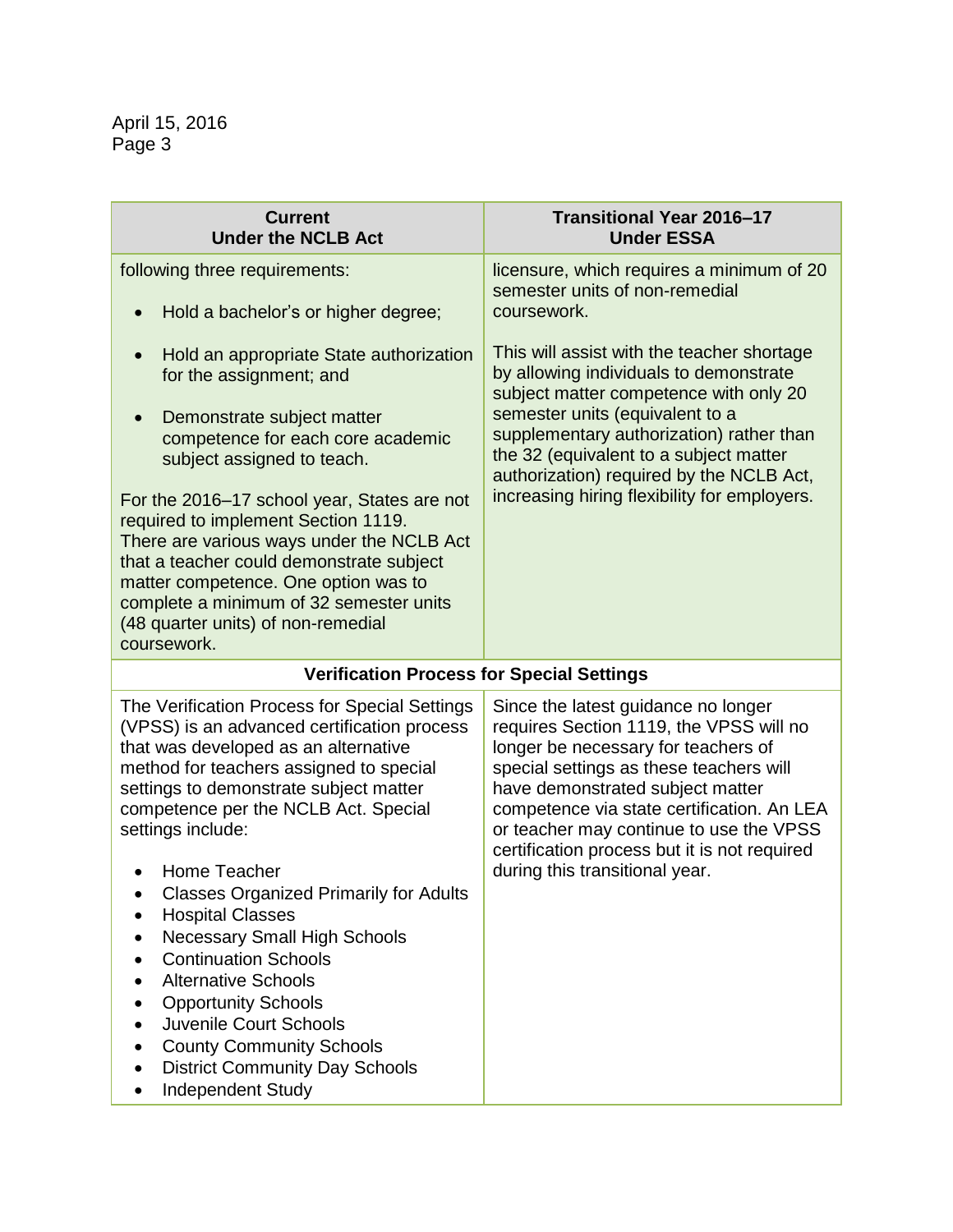| Current Under the NCLB Act | Transitional Year 2016–17 Under ESSA |
|---|---|
| following three requirements:<br><br>• Hold a bachelor's or higher degree;<br>• Hold an appropriate State authorization for the assignment; and<br>• Demonstrate subject matter competence for each core academic subject assigned to teach.<br><br>For the 2016–17 school year, States are not required to implement Section 1119. There are various ways under the NCLB Act that a teacher could demonstrate subject matter competence. One option was to complete a minimum of 32 semester units (48 quarter units) of non-remedial coursework. | licensure, which requires a minimum of 20 semester units of non-remedial coursework.<br><br>This will assist with the teacher shortage by allowing individuals to demonstrate subject matter competence with only 20 semester units (equivalent to a supplementary authorization) rather than the 32 (equivalent to a subject matter authorization) required by the NCLB Act, increasing hiring flexibility for employers. |
| **Verification Process for Special Settings** | |
| The Verification Process for Special Settings (VPSS) is an advanced certification process that was developed as an alternative method for teachers assigned to special settings to demonstrate subject matter competence per the NCLB Act. Special settings include:<br><br>• Home Teacher<br>• Classes Organized Primarily for Adults<br>• Hospital Classes<br>• Necessary Small High Schools<br>• Continuation Schools<br>• Alternative Schools<br>• Opportunity Schools<br>• Juvenile Court Schools<br>• County Community Schools<br>• District Community Day Schools<br>• Independent Study | Since the latest guidance no longer requires Section 1119, the VPSS will no longer be necessary for teachers of special settings as these teachers will have demonstrated subject matter competence via state certification. An LEA or teacher may continue to use the VPSS certification process but it is not required during this transitional year. |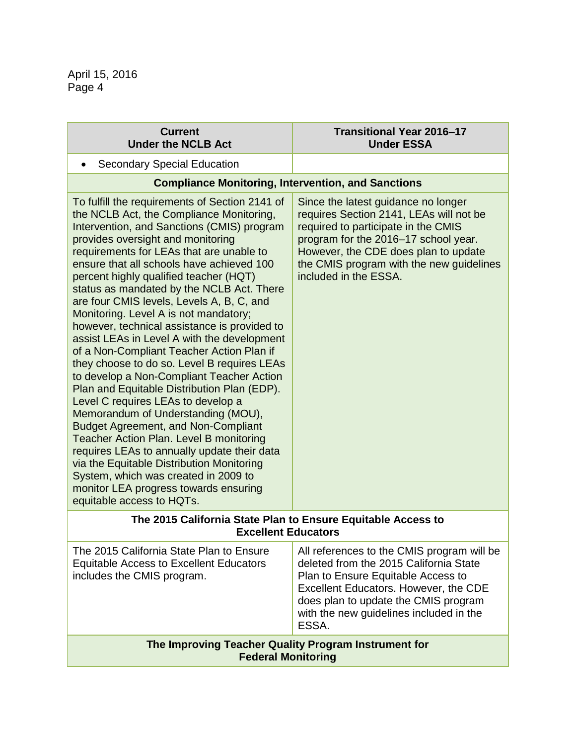| Current<br>Under the NCLB Act | Transitional Year 2016–17<br>Under ESSA |
|---|---|
| • Secondary Special Education | |
| **Compliance Monitoring, Intervention, and Sanctions** | |
| To fulfill the requirements of Section 2141 of the NCLB Act, the Compliance Monitoring, Intervention, and Sanctions (CMIS) program provides oversight and monitoring requirements for LEAs that are unable to ensure that all schools have achieved 100 percent highly qualified teacher (HQT) status as mandated by the NCLB Act. There are four CMIS levels, Levels A, B, C, and Monitoring. Level A is not mandatory; however, technical assistance is provided to assist LEAs in Level A with the development of a Non-Compliant Teacher Action Plan if they choose to do so. Level B requires LEAs to develop a Non-Compliant Teacher Action Plan and Equitable Distribution Plan (EDP). Level C requires LEAs to develop a Memorandum of Understanding (MOU), Budget Agreement, and Non-Compliant Teacher Action Plan. Level B monitoring requires LEAs to annually update their data via the Equitable Distribution Monitoring System, which was created in 2009 to monitor LEA progress towards ensuring equitable access to HQTs. | Since the latest guidance no longer requires Section 2141, LEAs will not be required to participate in the CMIS program for the 2016–17 school year. However, the CDE does plan to update the CMIS program with the new guidelines included in the ESSA. |
| **The 2015 California State Plan to Ensure Equitable Access to Excellent Educators** | |
| The 2015 California State Plan to Ensure Equitable Access to Excellent Educators includes the CMIS program. | All references to the CMIS program will be deleted from the 2015 California State Plan to Ensure Equitable Access to Excellent Educators. However, the CDE does plan to update the CMIS program with the new guidelines included in the ESSA. |
| **The Improving Teacher Quality Program Instrument for Federal Monitoring** | |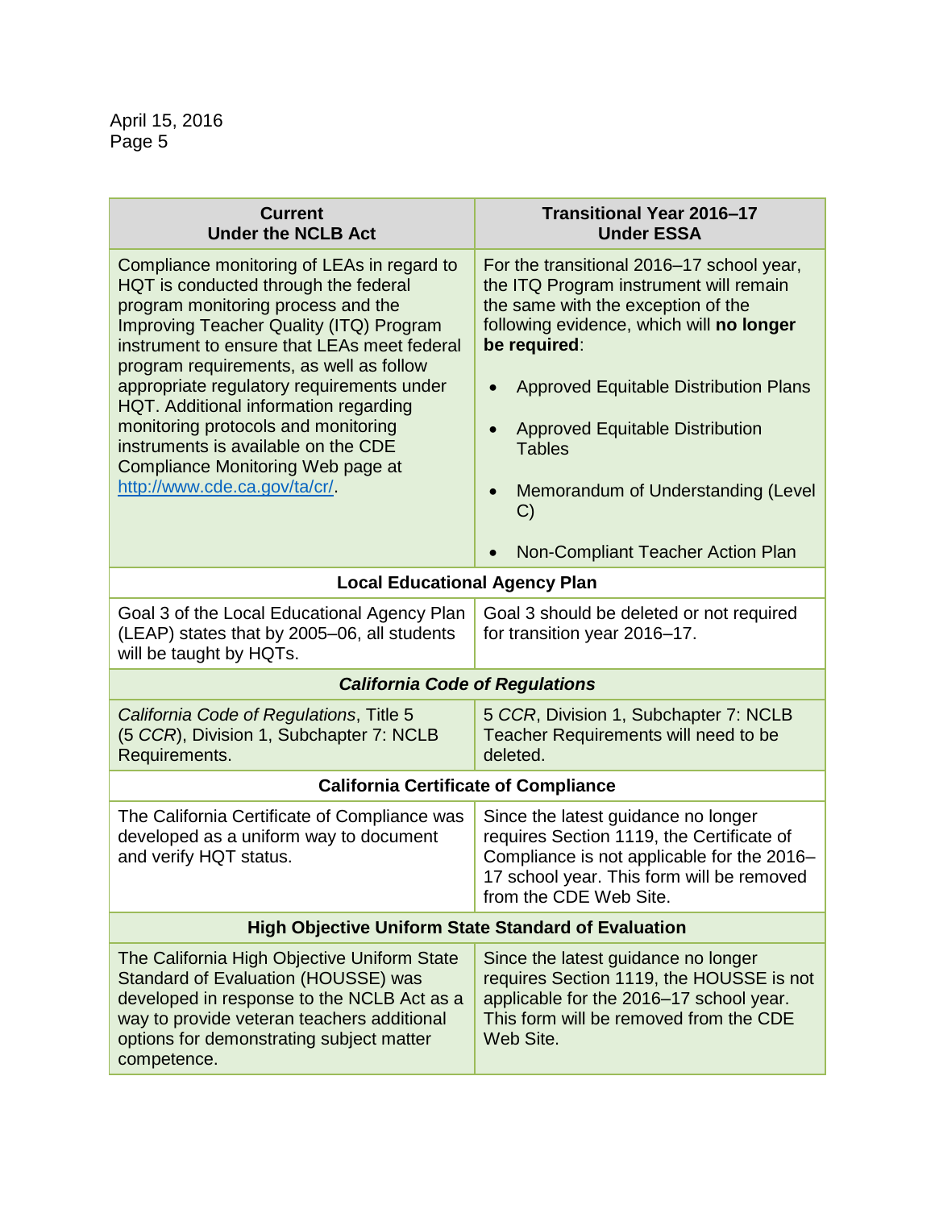| Current<br>Under the NCLB Act | Transitional Year 2016–17<br>Under ESSA |
|---|---|
| Compliance monitoring of LEAs in regard to HQT is conducted through the federal program monitoring process and the Improving Teacher Quality (ITQ) Program instrument to ensure that LEAs meet federal program requirements, as well as follow appropriate regulatory requirements under HQT. Additional information regarding monitoring protocols and monitoring instruments is available on the CDE Compliance Monitoring Web page at [http://www.cde.ca.gov/ta/cr/](http://www.cde.ca.gov/ta/cr/). | For the transitional 2016–17 school year, the ITQ Program instrument will remain the same with the exception of the following evidence, which will **no longer be required**:<br><br>• Approved Equitable Distribution Plans<br><br>• Approved Equitable Distribution Tables<br><br>• Memorandum of Understanding (Level C)<br><br>• Non-Compliant Teacher Action Plan |
| **Local Educational Agency Plan** | |
| Goal 3 of the Local Educational Agency Plan (LEAP) states that by 2005–06, all students will be taught by HQTs. | Goal 3 should be deleted or not required for transition year 2016–17. |
| ***California Code of Regulations*** | |
| *California Code of Regulations*, Title 5 (5 *CCR*), Division 1, Subchapter 7: NCLB Requirements. | 5 *CCR*, Division 1, Subchapter 7: NCLB Teacher Requirements will need to be deleted. |
| **California Certificate of Compliance** | |
| The California Certificate of Compliance was developed as a uniform way to document and verify HQT status. | Since the latest guidance no longer requires Section 1119, the Certificate of Compliance is not applicable for the 2016–17 school year. This form will be removed from the CDE Web Site. |
| **High Objective Uniform State Standard of Evaluation** | |
| The California High Objective Uniform State Standard of Evaluation (HOUSSE) was developed in response to the NCLB Act as a way to provide veteran teachers additional options for demonstrating subject matter competence. | Since the latest guidance no longer requires Section 1119, the HOUSSE is not applicable for the 2016–17 school year. This form will be removed from the CDE Web Site. |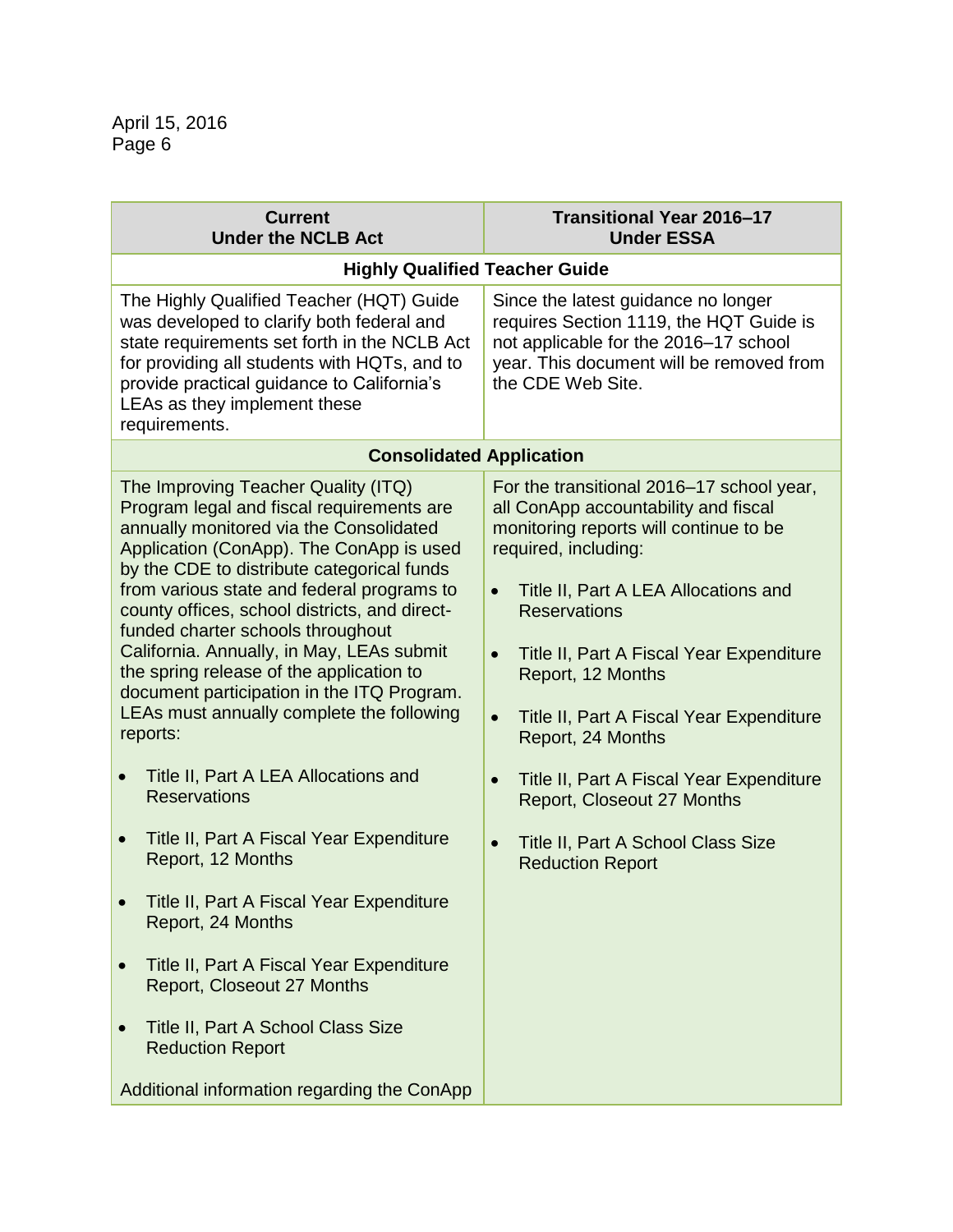| Current Under the NCLB Act | Transitional Year 2016–17 Under ESSA |
|---|---|
| **Highly Qualified Teacher Guide** | |
| The Highly Qualified Teacher (HQT) Guide was developed to clarify both federal and state requirements set forth in the NCLB Act for providing all students with HQTs, and to provide practical guidance to California's LEAs as they implement these requirements. | Since the latest guidance no longer requires Section 1119, the HQT Guide is not applicable for the 2016–17 school year. This document will be removed from the CDE Web Site. |
| **Consolidated Application** | |
| The Improving Teacher Quality (ITQ) Program legal and fiscal requirements are annually monitored via the Consolidated Application (ConApp). The ConApp is used by the CDE to distribute categorical funds from various state and federal programs to county offices, school districts, and direct-funded charter schools throughout California. Annually, in May, LEAs submit the spring release of the application to document participation in the ITQ Program. LEAs must annually complete the following reports:<br><br>• Title II, Part A LEA Allocations and Reservations<br>• Title II, Part A Fiscal Year Expenditure Report, 12 Months<br>• Title II, Part A Fiscal Year Expenditure Report, 24 Months<br>• Title II, Part A Fiscal Year Expenditure Report, Closeout 27 Months<br>• Title II, Part A School Class Size Reduction Report<br><br>Additional information regarding the ConApp | For the transitional 2016–17 school year, all ConApp accountability and fiscal monitoring reports will continue to be required, including:<br><br>• Title II, Part A LEA Allocations and Reservations<br>• Title II, Part A Fiscal Year Expenditure Report, 12 Months<br>• Title II, Part A Fiscal Year Expenditure Report, 24 Months<br>• Title II, Part A Fiscal Year Expenditure Report, Closeout 27 Months<br>• Title II, Part A School Class Size Reduction Report |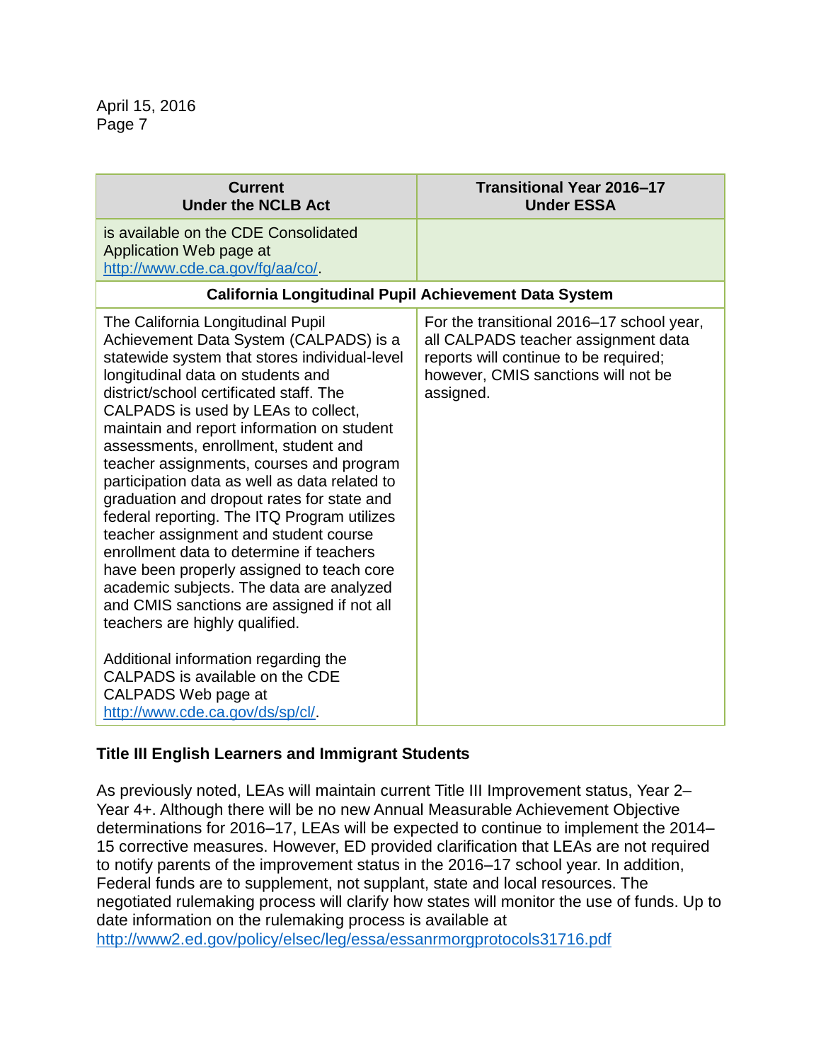| Current Under the NCLB Act | Transitional Year 2016–17 Under ESSA |
|---|---|
| is available on the CDE Consolidated Application Web page at http://www.cde.ca.gov/fg/aa/co/. | |
| **California Longitudinal Pupil Achievement Data System** | |
| The California Longitudinal Pupil Achievement Data System (CALPADS) is a statewide system that stores individual-level longitudinal data on students and district/school certificated staff. The CALPADS is used by LEAs to collect, maintain and report information on student assessments, enrollment, student and teacher assignments, courses and program participation data as well as data related to graduation and dropout rates for state and federal reporting. The ITQ Program utilizes teacher assignment and student course enrollment data to determine if teachers have been properly assigned to teach core academic subjects. The data are analyzed and CMIS sanctions are assigned if not all teachers are highly qualified.<br><br>Additional information regarding the CALPADS is available on the CDE CALPADS Web page at http://www.cde.ca.gov/ds/sp/cl/. | For the transitional 2016–17 school year, all CALPADS teacher assignment data reports will continue to be required; however, CMIS sanctions will not be assigned. |

### Title III English Learners and Immigrant Students

As previously noted, LEAs will maintain current Title III Improvement status, Year 2–Year 4+. Although there will be no new Annual Measurable Achievement Objective determinations for 2016–17, LEAs will be expected to continue to implement the 2014–15 corrective measures. However, ED provided clarification that LEAs are not required to notify parents of the improvement status in the 2016–17 school year. In addition, Federal funds are to supplement, not supplant, state and local resources. The negotiated rulemaking process will clarify how states will monitor the use of funds. Up to date information on the rulemaking process is available at http://www2.ed.gov/policy/elsec/leg/essa/essanrmorgprotocols31716.pdf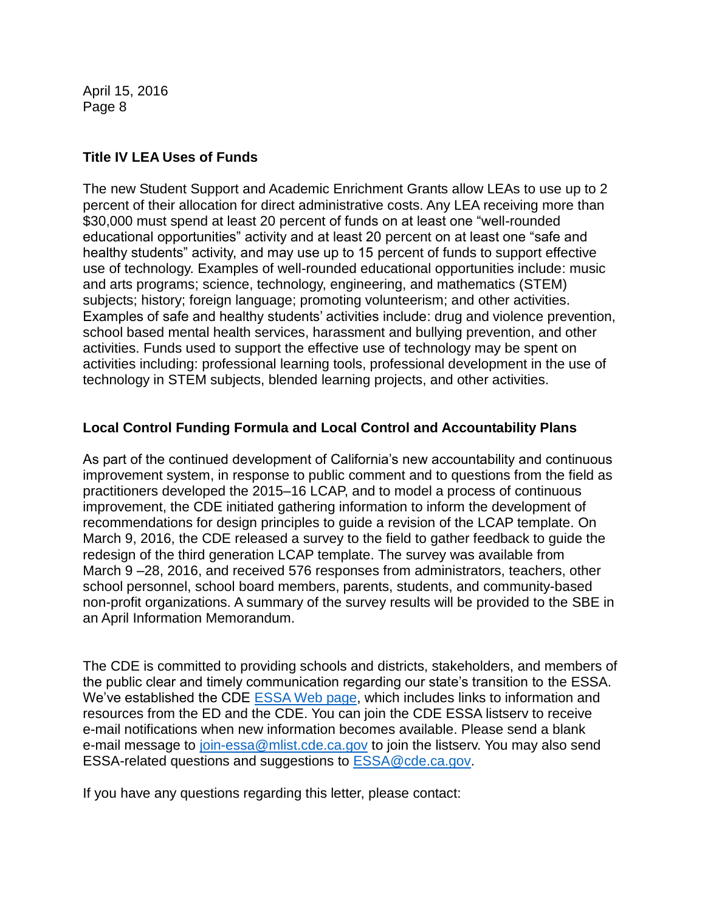### Title IV LEA Uses of Funds

The new Student Support and Academic Enrichment Grants allow LEAs to use up to 2 percent of their allocation for direct administrative costs. Any LEA receiving more than $30,000 must spend at least 20 percent of funds on at least one "well-rounded educational opportunities" activity and at least 20 percent on at least one "safe and healthy students" activity, and may use up to 15 percent of funds to support effective use of technology. Examples of well-rounded educational opportunities include: music and arts programs; science, technology, engineering, and mathematics (STEM) subjects; history; foreign language; promoting volunteerism; and other activities. Examples of safe and healthy students' activities include: drug and violence prevention, school based mental health services, harassment and bullying prevention, and other activities. Funds used to support the effective use of technology may be spent on activities including: professional learning tools, professional development in the use of technology in STEM subjects, blended learning projects, and other activities.

### Local Control Funding Formula and Local Control and Accountability Plans

As part of the continued development of California's new accountability and continuous improvement system, in response to public comment and to questions from the field as practitioners developed the 2015–16 LCAP, and to model a process of continuous improvement, the CDE initiated gathering information to inform the development of recommendations for design principles to guide a revision of the LCAP template. On March 9, 2016, the CDE released a survey to the field to gather feedback to guide the redesign of the third generation LCAP template. The survey was available from March 9 –28, 2016, and received 576 responses from administrators, teachers, other school personnel, school board members, parents, students, and community-based non-profit organizations. A summary of the survey results will be provided to the SBE in an April Information Memorandum.

The CDE is committed to providing schools and districts, stakeholders, and members of the public clear and timely communication regarding our state's transition to the ESSA. We've established the CDE [ESSA Web page](), which includes links to information and resources from the ED and the CDE. You can join the CDE ESSA listserv to receive e-mail notifications when new information becomes available. Please send a blank e-mail message to join-essa@mlist.cde.ca.gov to join the listserv. You may also send ESSA-related questions and suggestions to ESSA@cde.ca.gov.

If you have any questions regarding this letter, please contact: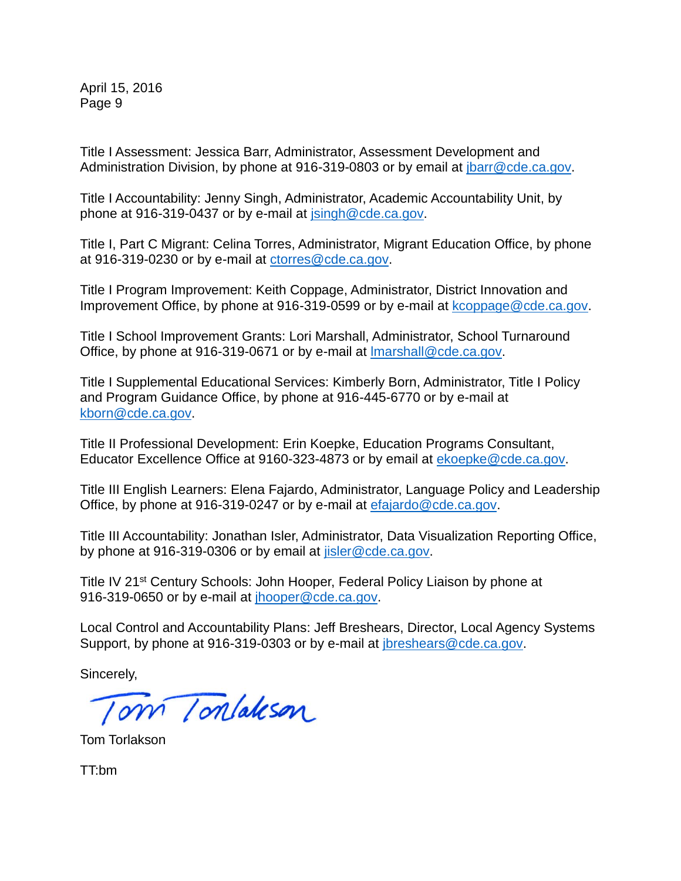Title I Assessment: Jessica Barr, Administrator, Assessment Development and Administration Division, by phone at 916-319-0803 or by email at jbarr@cde.ca.gov.

Title I Accountability: Jenny Singh, Administrator, Academic Accountability Unit, by phone at 916-319-0437 or by e-mail at jsingh@cde.ca.gov.

Title I, Part C Migrant: Celina Torres, Administrator, Migrant Education Office, by phone at 916-319-0230 or by e-mail at ctorres@cde.ca.gov.

Title I Program Improvement: Keith Coppage, Administrator, District Innovation and Improvement Office, by phone at 916-319-0599 or by e-mail at kcoppage@cde.ca.gov.

Title I School Improvement Grants: Lori Marshall, Administrator, School Turnaround Office, by phone at 916-319-0671 or by e-mail at lmarshall@cde.ca.gov.

Title I Supplemental Educational Services: Kimberly Born, Administrator, Title I Policy and Program Guidance Office, by phone at 916-445-6770 or by e-mail at kborn@cde.ca.gov.

Title II Professional Development: Erin Koepke, Education Programs Consultant, Educator Excellence Office at 9160-323-4873 or by email at ekoepke@cde.ca.gov.

Title III English Learners: Elena Fajardo, Administrator, Language Policy and Leadership Office, by phone at 916-319-0247 or by e-mail at efajardo@cde.ca.gov.

Title III Accountability: Jonathan Isler, Administrator, Data Visualization Reporting Office, by phone at 916-319-0306 or by email at jisler@cde.ca.gov.

Title IV 21st Century Schools: John Hooper, Federal Policy Liaison by phone at 916-319-0650 or by e-mail at jhooper@cde.ca.gov.

Local Control and Accountability Plans: Jeff Breshears, Director, Local Agency Systems Support, by phone at 916-319-0303 or by e-mail at jbreshears@cde.ca.gov.

Sincerely,

Tom Torlakson

TT:bm